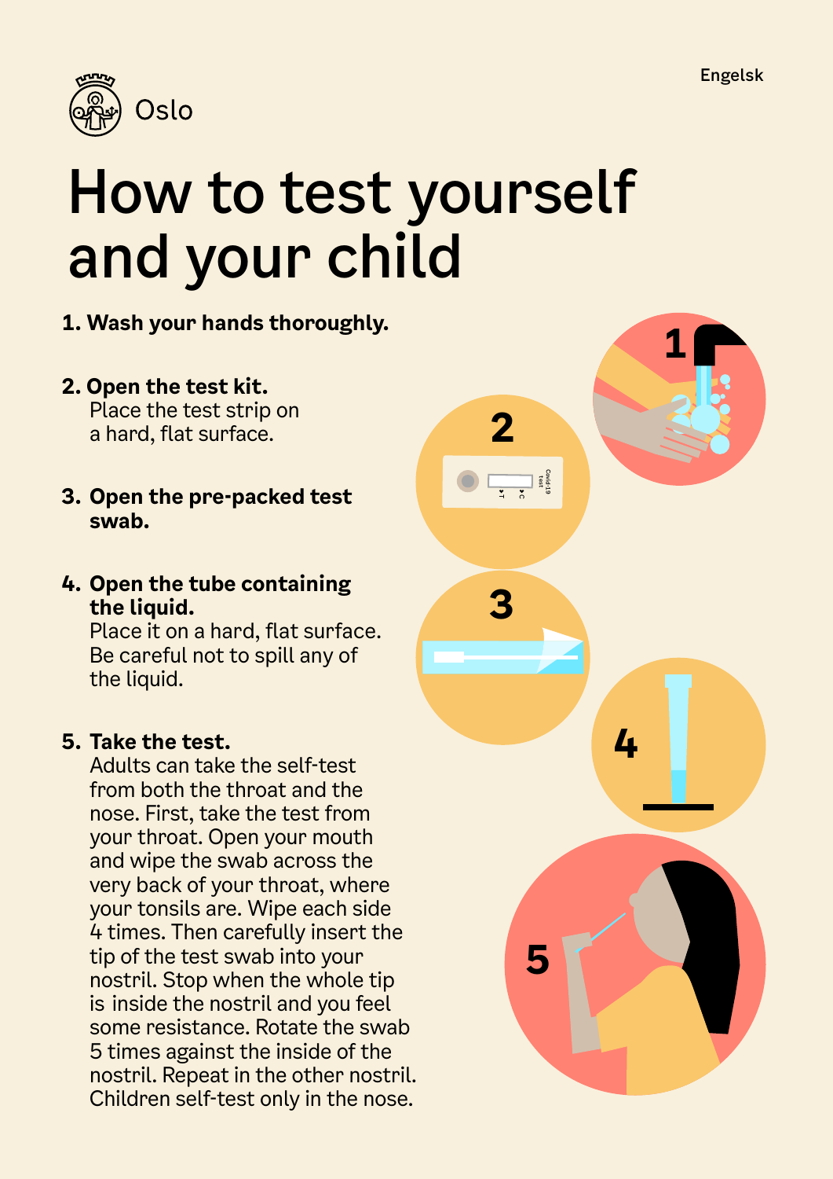Oslo

Engelsk

# How to test yourself and your child

1. **Wash your hands thoroughly.**

2. **Open the test kit.**
   Place the test strip on a hard, flat surface.

3. **Open the pre-packed test swab.**

4. **Open the tube containing the liquid.**
   Place it on a hard, flat surface. Be careful not to spill any of the liquid.

5. **Take the test.**
   Adults can take the self-test from both the throat and the nose. First, take the test from your throat. Open your mouth and wipe the swab across the very back of your throat, where your tonsils are. Wipe each side 4 times. Then carefully insert the tip of the test swab into your nostril. Stop when the whole tip is inside the nostril and you feel some resistance. Rotate the swab 5 times against the inside of the nostril. Repeat in the other nostril. Children self-test only in the nose.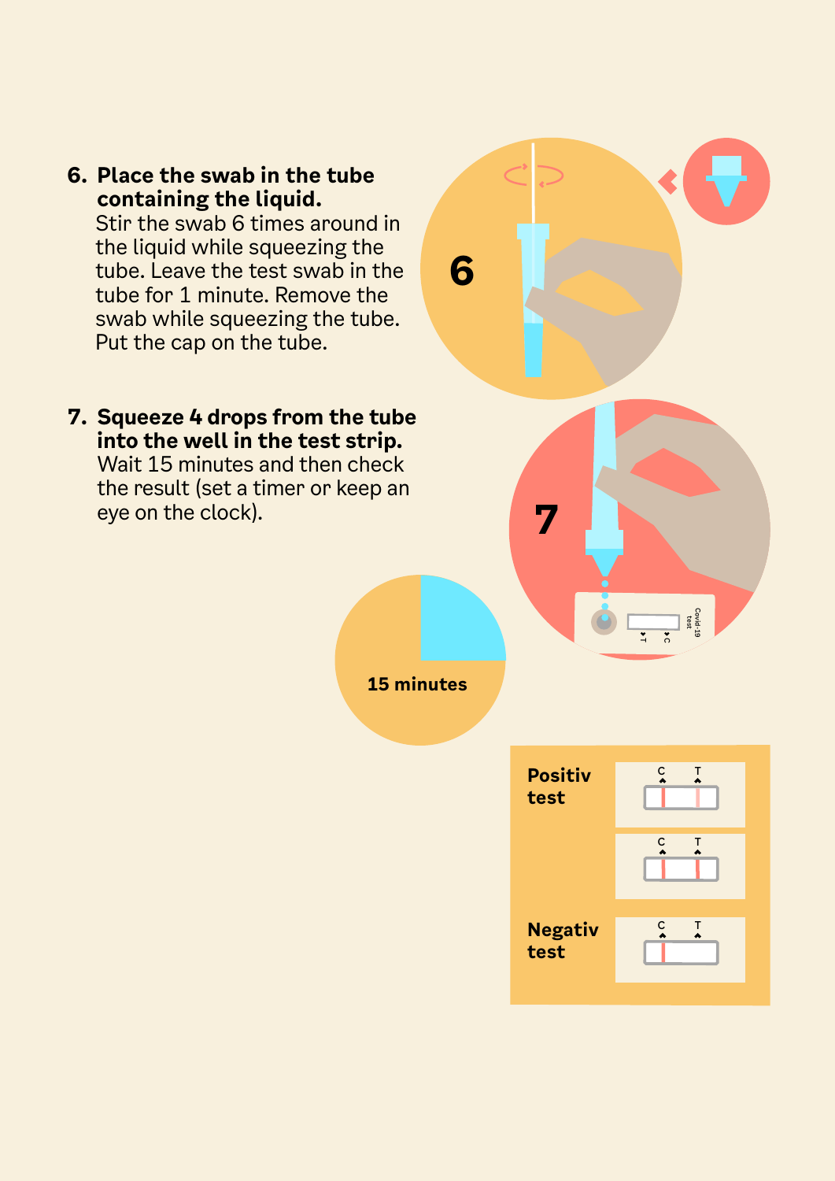6. **Place the swab in the tube containing the liquid.**
   Stir the swab 6 times around in the liquid while squeezing the tube. Leave the test swab in the tube for 1 minute. Remove the swab while squeezing the tube. Put the cap on the tube.

7. **Squeeze 4 drops from the tube into the well in the test strip.**
   Wait 15 minutes and then check the result (set a timer or keep an eye on the clock).

6

7

Covid-19 test

T C

15 minutes

**Positiv test**

C T

C T

**Negativ test**

C T